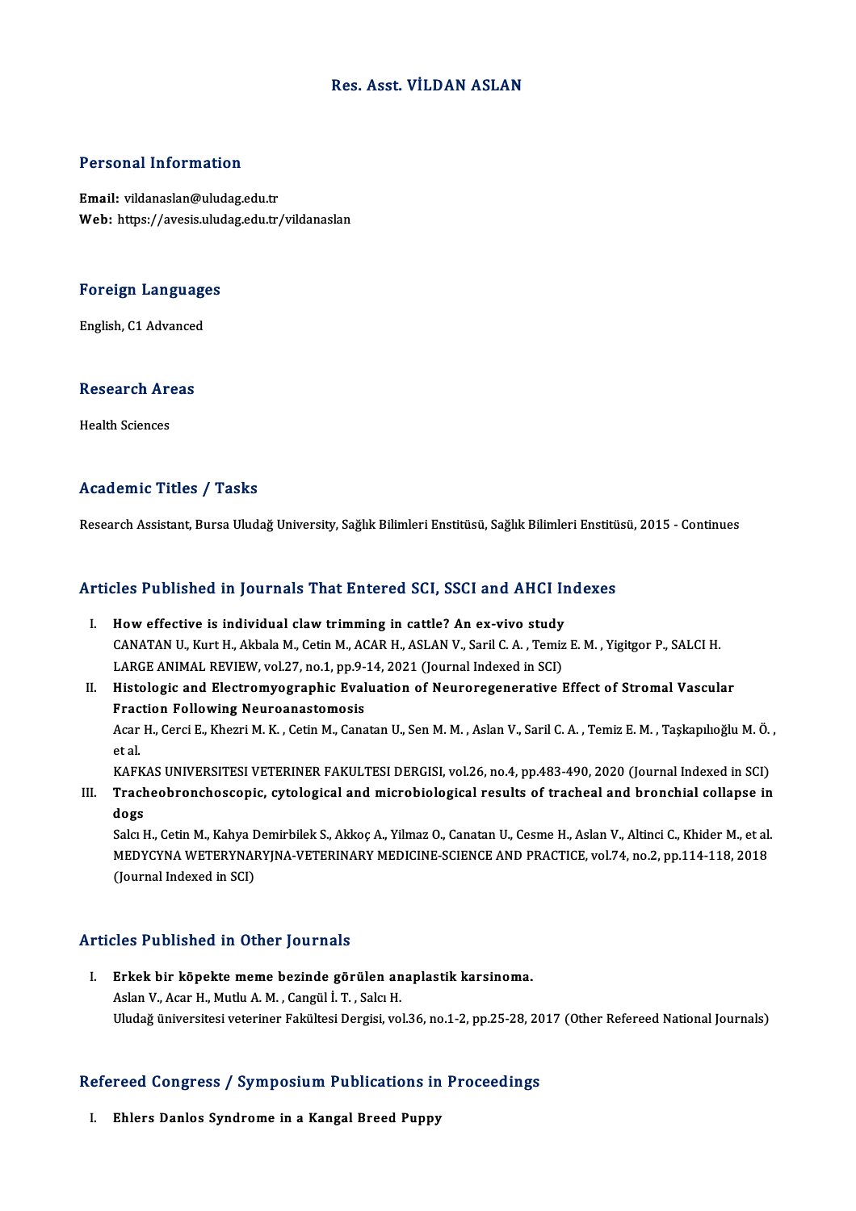# Res. Asst. VİLDAN ASLAN

## Personal Information

**Email:** vildanaslan@uludag.edu.tr
**Web:** https://avesis.uludag.edu.tr/vildanaslan

## Foreign Languages

English, C1 Advanced

## Research Areas

Health Sciences

## Academic Titles / Tasks

Research Assistant, Bursa Uludağ University, Sağlık Bilimleri Enstitüsü, Sağlık Bilimleri Enstitüsü, 2015 - Continues

## Articles Published in Journals That Entered SCI, SSCI and AHCI Indexes

I. **How effective is individual claw trimming in cattle? An ex-vivo study**
CANATAN U., Kurt H., Akbala M., Cetin M., ACAR H., ASLAN V., Saril C. A. , Temiz E. M. , Yigitgor P., SALCI H.
LARGE ANIMAL REVIEW, vol.27, no.1, pp.9-14, 2021 (Journal Indexed in SCI)

II. **Histologic and Electromyographic Evaluation of Neuroregenerative Effect of Stromal Vascular Fraction Following Neuroanastomosis**
Acar H., Cerci E., Khezri M. K. , Cetin M., Canatan U., Sen M. M. , Aslan V., Saril C. A. , Temiz E. M. , Taşkapılıoğlu M. Ö. , et al.
KAFKAS UNIVERSITESI VETERINER FAKULTESI DERGISI, vol.26, no.4, pp.483-490, 2020 (Journal Indexed in SCI)

III. **Tracheobronchoscopic, cytological and microbiological results of tracheal and bronchial collapse in dogs**
Salcı H., Cetin M., Kahya Demirbilek S., Akkoç A., Yilmaz O., Canatan U., Cesme H., Aslan V., Altinci C., Khider M., et al.
MEDYCYNA WETERYNARYJNA-VETERINARY MEDICINE-SCIENCE AND PRACTICE, vol.74, no.2, pp.114-118, 2018 (Journal Indexed in SCI)

## Articles Published in Other Journals

I. **Erkek bir köpekte meme bezinde görülen anaplastik karsinoma.**
Aslan V., Acar H., Mutlu A. M. , Cangül İ. T. , Salcı H.
Uludağ üniversitesi veteriner Fakültesi Dergisi, vol.36, no.1-2, pp.25-28, 2017 (Other Refereed National Journals)

## Refereed Congress / Symposium Publications in Proceedings

I. **Ehlers Danlos Syndrome in a Kangal Breed Puppy**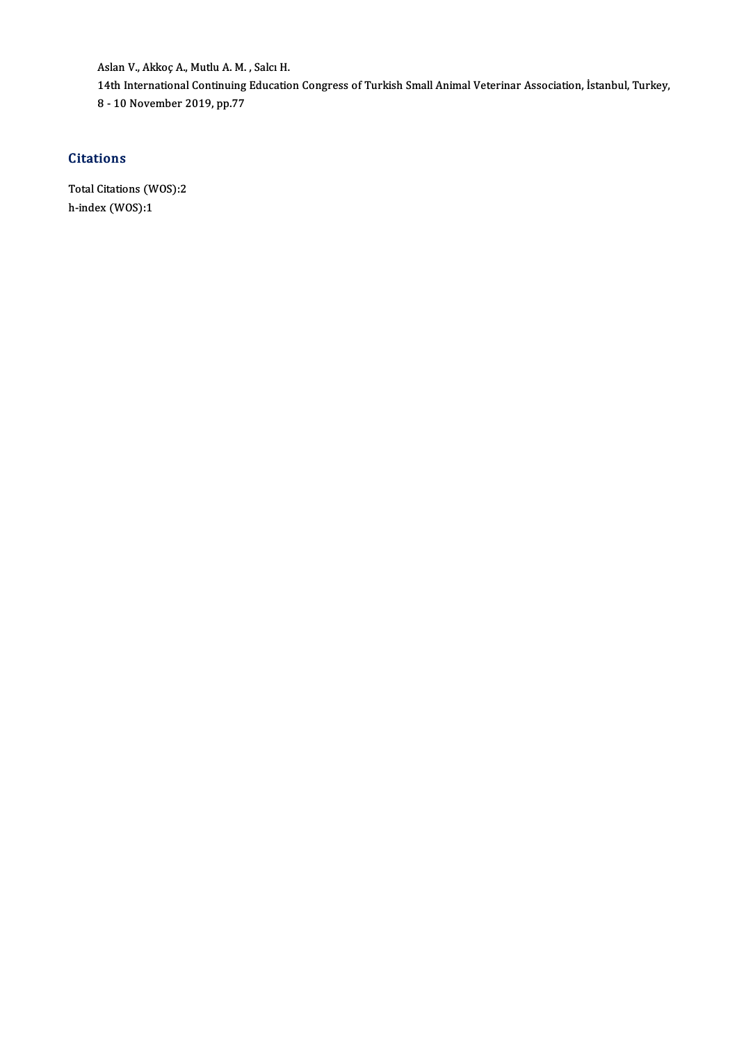Aslan V., Akkoç A., Mutlu A. M. , Salcı H.
14th International Continuing Education Congress of Turkish Small Animal Veterinar Association, İstanbul, Turkey, 8 - 10 November 2019, pp.77

## Citations

Total Citations (WOS):2
h-index (WOS):1